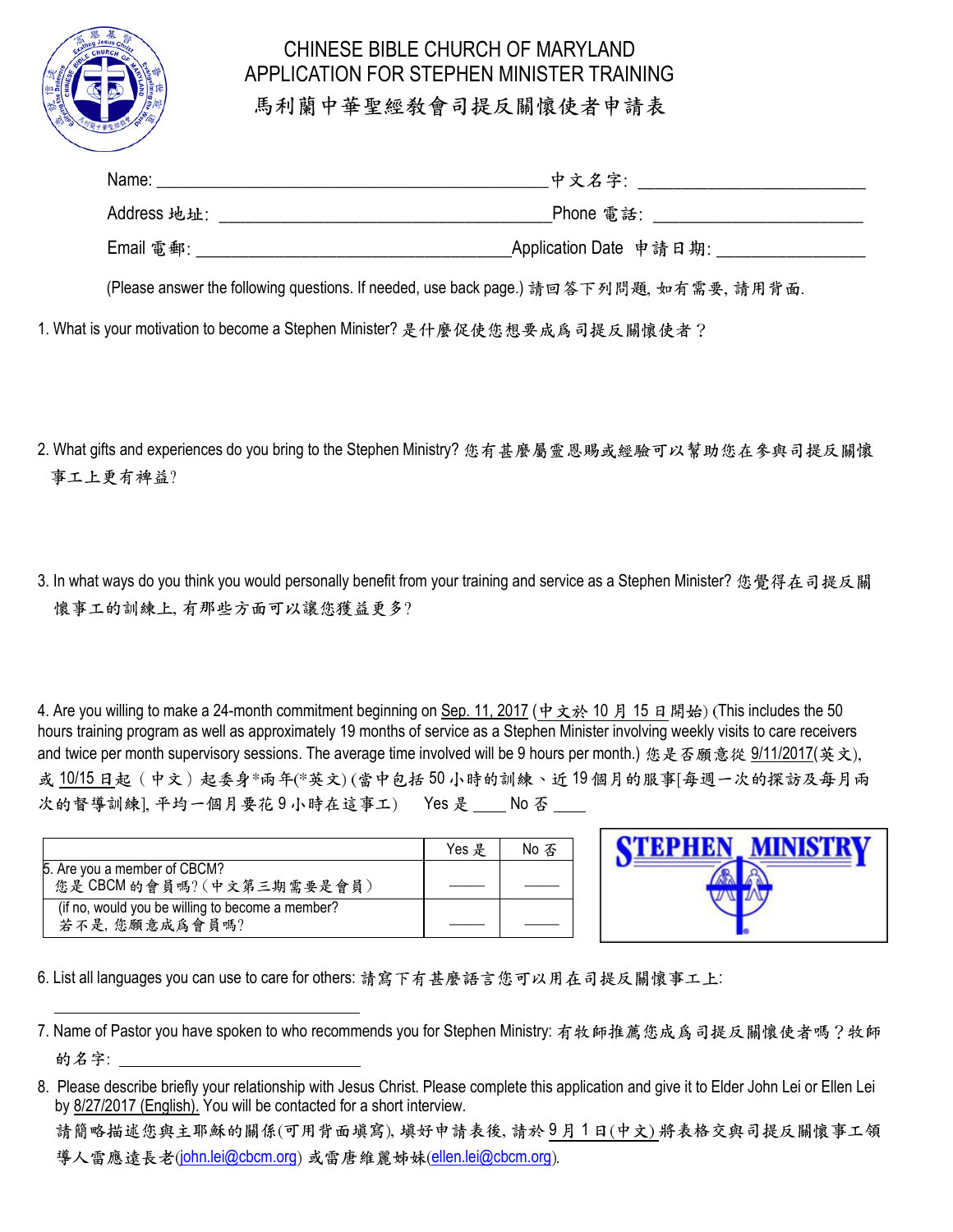# CHINESE BIBLE CHURCH OF MARYLAND
# APPLICATION FOR STEPHEN MINISTER TRAINING
# 馬利蘭中華聖經教會司提反關懷使者申請表

Name: ____________________________________________ 中文名字: __________________________

Address 地址: ______________________________________ Phone 電話: ________________________

Email 電郵: ____________________________________ Application Date 申請日期: _________________

(Please answer the following questions. If needed, use back page.) 請回答下列問題, 如有需要, 請用背面.

1. What is your motivation to become a Stephen Minister? 是什麼促使您想要成爲司提反關懷使者？

2. What gifts and experiences do you bring to the Stephen Ministry? 您有甚麼屬靈恩賜或經驗可以幫助您在參與司提反關懷事工上更有裨益?

3. In what ways do you think you would personally benefit from your training and service as a Stephen Minister? 您覺得在司提反關懷事工的訓練上, 有那些方面可以讓您獲益更多?

4. Are you willing to make a 24-month commitment beginning on Sep. 11, 2017 (中文於 10 月 15 日開始) (This includes the 50 hours training program as well as approximately 19 months of service as a Stephen Minister involving weekly visits to care receivers and twice per month supervisory sessions. The average time involved will be 9 hours per month.) 您是否願意從 9/11/2017(英文), 或 10/15 日起（中文）起委身*兩年(*英文) (當中包括 50 小時的訓練、近 19 個月的服事[每週一次的探訪及每月兩次的督導訓練], 平均一個月要花 9 小時在這事工) Yes 是 ____ No 否 ____

| | Yes 是 | No 否 |
|---|---|---|
| 5. Are you a member of CBCM? 您是 CBCM 的會員嗎?（中文第三期需要是會員） | _____ | _____ |
| (if no, would you be willing to become a member? 若不是, 您願意成爲會員嗎? | _____ | _____ |

STEPHEN MINISTRY

6. List all languages you can use to care for others: 請寫下有甚麼語言您可以用在司提反關懷事工上:

_______________________________________

7. Name of Pastor you have spoken to who recommends you for Stephen Ministry: 有牧師推薦您成爲司提反關懷使者嗎？牧師的名字: _______________________________

8. Please describe briefly your relationship with Jesus Christ. Please complete this application and give it to Elder John Lei or Ellen Lei by 8/27/2017 (English). You will be contacted for a short interview.
請簡略描述您與主耶穌的關係(可用背面填寫), 填好申請表後, 請於 9 月 1 日(中文) 將表格交與司提反關懷事工領導人雷應遠長老(john.lei@cbcm.org) 或雷唐維麗姊妹(ellen.lei@cbcm.org).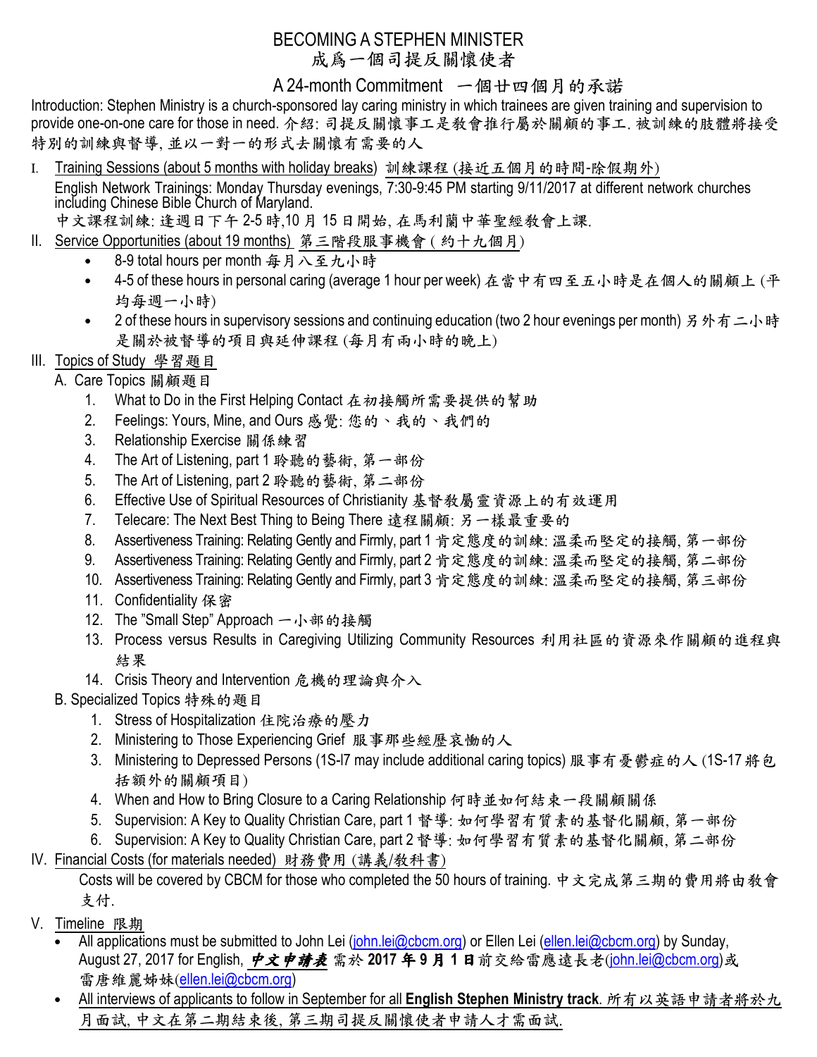# BECOMING A STEPHEN MINISTER
# 成爲一個司提反關懷使者

## A 24-month Commitment 一個廿四個月的承諾

Introduction: Stephen Ministry is a church-sponsored lay caring ministry in which trainees are given training and supervision to provide one-on-one care for those in need. 介紹: 司提反關懷事工是教會推行屬於關顧的事工. 被訓練的肢體將接受特別的訓練與督導, 並以一對一的形式去關懷有需要的人

I. <u>Training Sessions (about 5 months with holiday breaks) 訓練課程 (接近五個月的時間-除假期外)</u>

English Network Trainings: Monday Thursday evenings, 7:30-9:45 PM starting 9/11/2017 at different network churches including Chinese Bible Church of Maryland.

中文課程訓練: 逢週日下午 2-5 時,10 月 15 日開始, 在馬利蘭中華聖經教會上課.

II. <u>Service Opportunities (about 19 months) 第三階段服事機會 (約十九個月)</u>

- 8-9 total hours per month 每月八至九小時
- 4-5 of these hours in personal caring (average 1 hour per week) 在當中有四至五小時是在個人的關顧上 (平均每週一小時)
- 2 of these hours in supervisory sessions and continuing education (two 2 hour evenings per month) 另外有二小時是關於被督導的項目與延伸課程 (每月有兩小時的晚上)

III. <u>Topics of Study 學習題目</u>

A. Care Topics 關顧題目

1. What to Do in the First Helping Contact 在初接觸所需要提供的幫助
2. Feelings: Yours, Mine, and Ours 感覺: 您的、我的、我們的
3. Relationship Exercise 關係練習
4. The Art of Listening, part 1 聆聽的藝術, 第一部份
5. The Art of Listening, part 2 聆聽的藝術, 第二部份
6. Effective Use of Spiritual Resources of Christianity 基督教屬靈資源上的有效運用
7. Telecare: The Next Best Thing to Being There 遠程關顧: 另一樣最重要的
8. Assertiveness Training: Relating Gently and Firmly, part 1 肯定態度的訓練: 溫柔而堅定的接觸, 第一部份
9. Assertiveness Training: Relating Gently and Firmly, part 2 肯定態度的訓練: 溫柔而堅定的接觸, 第二部份
10. Assertiveness Training: Relating Gently and Firmly, part 3 肯定態度的訓練: 溫柔而堅定的接觸, 第三部份
11. Confidentiality 保密
12. The "Small Step" Approach 一小部的接觸
13. Process versus Results in Caregiving Utilizing Community Resources 利用社區的資源來作關顧的進程與結果
14. Crisis Theory and Intervention 危機的理論與介入

B. Specialized Topics 特殊的題目

1. Stress of Hospitalization 住院治療的壓力
2. Ministering to Those Experiencing Grief 服事那些經歷哀慟的人
3. Ministering to Depressed Persons (1S-l7 may include additional caring topics) 服事有憂鬱症的人 (1S-17 將包括額外的關顧項目)
4. When and How to Bring Closure to a Caring Relationship 何時並如何結束一段關顧關係
5. Supervision: A Key to Quality Christian Care, part 1 督導: 如何學習有質素的基督化關顧, 第一部份
6. Supervision: A Key to Quality Christian Care, part 2 督導: 如何學習有質素的基督化關顧, 第二部份

IV. <u>Financial Costs (for materials needed) 財務費用 (講義/教科書)</u>

Costs will be covered by CBCM for those who completed the 50 hours of training. 中文完成第三期的費用將由教會支付.

V. <u>Timeline 限期</u>

- All applications must be submitted to John Lei (john.lei@cbcm.org) or Ellen Lei (ellen.lei@cbcm.org) by Sunday, August 27, 2017 for English, ***中文申請表*** 需於 **2017 年 9 月 1 日**前交給雷應遠長老(john.lei@cbcm.org)或雷唐維麗姊妹(ellen.lei@cbcm.org)
- <u>All interviews of applicants to follow in September for all **English Stephen Ministry track**. 所有以英語申請者將於九月面試, 中文在第二期結束後, 第三期司提反關懷使者申請人才需面試.</u>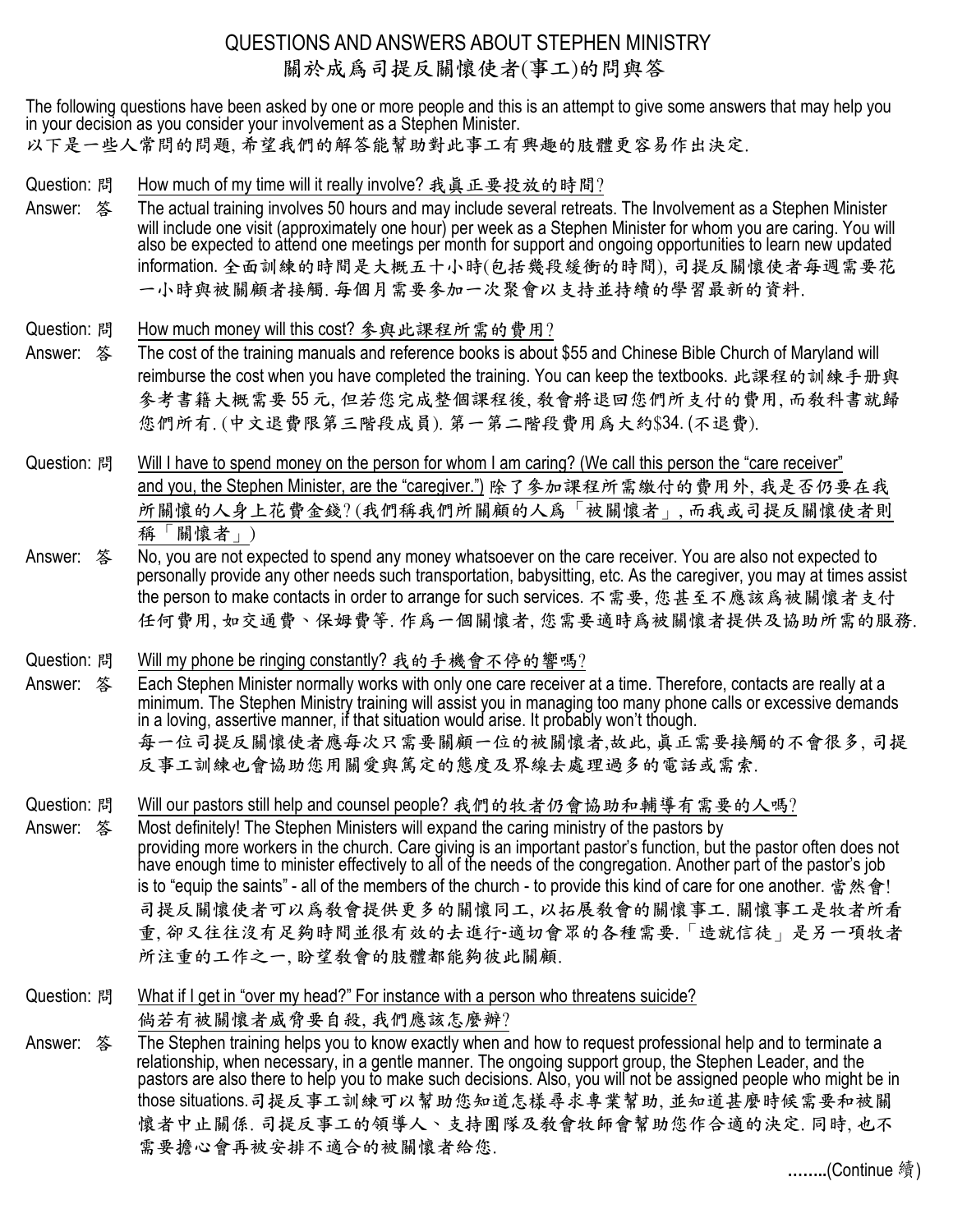# QUESTIONS AND ANSWERS ABOUT STEPHEN MINISTRY
# 關於成爲司提反關懷使者(事工)的問與答

The following questions have been asked by one or more people and this is an attempt to give some answers that may help you in your decision as you consider your involvement as a Stephen Minister.
以下是一些人常問的問題, 希望我們的解答能幫助對此事工有興趣的肢體更容易作出決定.

**Question: 問** How much of my time will it really involve? 我眞正要投放的時間?

**Answer: 答** The actual training involves 50 hours and may include several retreats. The Involvement as a Stephen Minister will include one visit (approximately one hour) per week as a Stephen Minister for whom you are caring. You will also be expected to attend one meetings per month for support and ongoing opportunities to learn new updated information. 全面訓練的時間是大概五十小時(包括幾段緩衝的時間), 司提反關懷使者每週需要花一小時與被關顧者接觸. 每個月需要參加一次聚會以支持並持續的學習最新的資料.

**Question: 問** How much money will this cost? 參與此課程所需的費用?

**Answer: 答** The cost of the training manuals and reference books is about $55 and Chinese Bible Church of Maryland will reimburse the cost when you have completed the training. You can keep the textbooks. 此課程的訓練手冊與參考書籍大概需要 55 元, 但若您完成整個課程後, 教會將退回您們所支付的費用, 而教科書就歸您們所有. (中文退費限第三階段成員). 第一第二階段費用爲大約$34. (不退費).

**Question: 問** Will I have to spend money on the person for whom I am caring? (We call this person the "care receiver" and you, the Stephen Minister, are the "caregiver.") 除了參加課程所需繳付的費用外, 我是否仍要在我所關懷的人身上花費金錢? (我們稱我們所關顧的人爲「被關懷者」, 而我或司提反關懷使者則稱「關懷者」)

**Answer: 答** No, you are not expected to spend any money whatsoever on the care receiver. You are also not expected to personally provide any other needs such transportation, babysitting, etc. As the caregiver, you may at times assist the person to make contacts in order to arrange for such services. 不需要, 您甚至不應該爲被關懷者支付任何費用, 如交通費、保姆費等. 作爲一個關懷者, 您需要適時爲被關懷者提供及協助所需的服務.

**Question: 問** Will my phone be ringing constantly? 我的手機會不停的響嗎?

**Answer: 答** Each Stephen Minister normally works with only one care receiver at a time. Therefore, contacts are really at a minimum. The Stephen Ministry training will assist you in managing too many phone calls or excessive demands in a loving, assertive manner, if that situation would arise. It probably won't though.
每一位司提反關懷使者應每次只需要關顧一位的被關懷者,故此, 眞正需要接觸的不會很多, 司提反事工訓練也會協助您用關愛與篤定的態度及界線去處理過多的電話或需索.

**Question: 問** Will our pastors still help and counsel people? 我們的牧者仍會協助和輔導有需要的人嗎?

**Answer: 答** Most definitely! The Stephen Ministers will expand the caring ministry of the pastors by providing more workers in the church. Care giving is an important pastor's function, but the pastor often does not have enough time to minister effectively to all of the needs of the congregation. Another part of the pastor's job is to "equip the saints" - all of the members of the church - to provide this kind of care for one another. 當然會! 司提反關懷使者可以爲教會提供更多的關懷同工, 以拓展教會的關懷事工. 關懷事工是牧者所看重, 卻又往往沒有足夠時間並很有效的去進行-適切會眾的各種需要.「造就信徒」是另一項牧者所注重的工作之一, 盼望教會的肢體都能夠彼此關顧.

**Question: 問** What if I get in "over my head?" For instance with a person who threatens suicide?
倘若有被關懷者威脅要自殺, 我們應該怎麼辦?

**Answer: 答** The Stephen training helps you to know exactly when and how to request professional help and to terminate a relationship, when necessary, in a gentle manner. The ongoing support group, the Stephen Leader, and the pastors are also there to help you to make such decisions. Also, you will not be assigned people who might be in those situations. 司提反事工訓練可以幫助您知道怎樣尋求專業幫助, 並知道甚麼時候需要和被關懷者中止關係. 司提反事工的領導人、支持團隊及教會牧師會幫助您作合適的決定. 同時, 也不需要擔心會再被安排不適合的被關懷者給您.

........(Continue 續)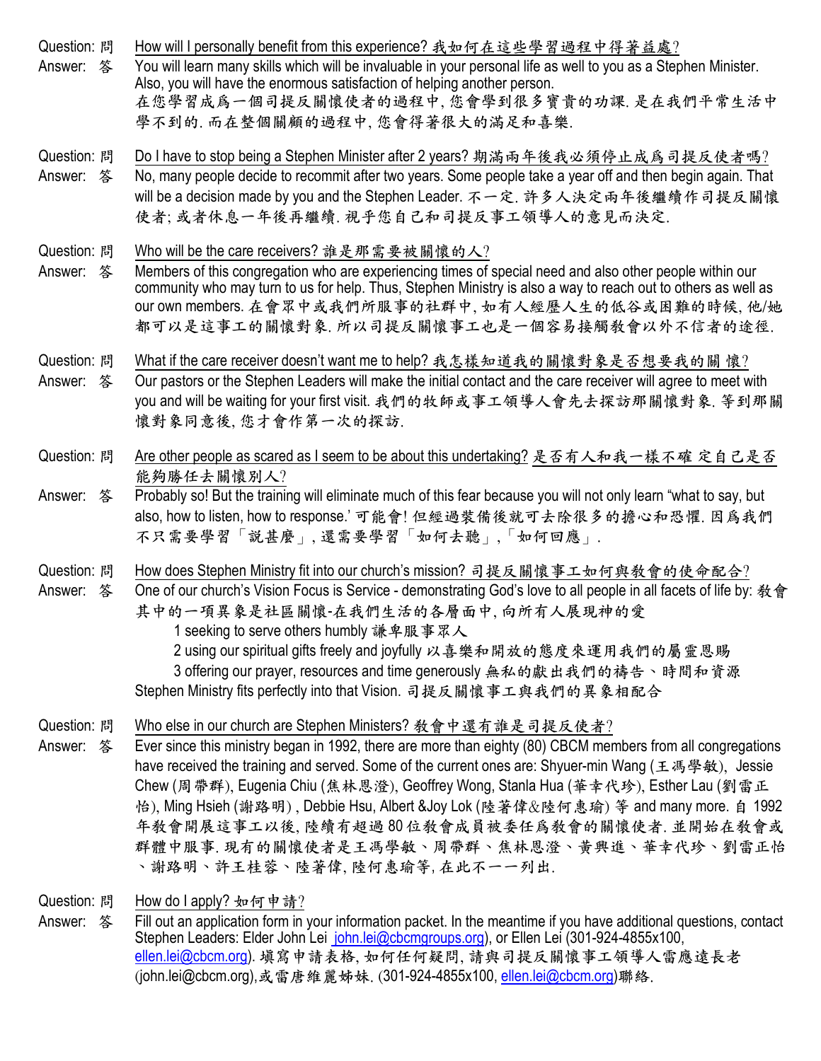Question: 問 How will I personally benefit from this experience? 我如何在這些學習過程中得著益處?

Answer: 答 You will learn many skills which will be invaluable in your personal life as well to you as a Stephen Minister. Also, you will have the enormous satisfaction of helping another person. 在您學習成爲一個司提反關懷使者的過程中, 您會學到很多寶貴的功課. 是在我們平常生活中學不到的. 而在整個關顧的過程中, 您會得著很大的滿足和喜樂.

Question: 問 Do I have to stop being a Stephen Minister after 2 years? 期滿兩年後我必須停止成爲司提反使者嗎?

Answer: 答 No, many people decide to recommit after two years. Some people take a year off and then begin again. That will be a decision made by you and the Stephen Leader. 不一定. 許多人決定兩年後繼續作司提反關懷使者; 或者休息一年後再繼續. 視乎您自己和司提反事工領導人的意見而決定.

Question: 問 Who will be the care receivers? 誰是那需要被關懷的人?

Answer: 答 Members of this congregation who are experiencing times of special need and also other people within our community who may turn to us for help. Thus, Stephen Ministry is also a way to reach out to others as well as our own members. 在會眾中或我們所服事的社群中, 如有人經歷人生的低谷或困難的時候, 他/她都可以是這事工的關懷對象. 所以司提反關懷事工也是一個容易接觸教會以外不信者的途徑.

Question: 問 What if the care receiver doesn't want me to help? 我怎樣知道我的關懷對象是否想要我的關 懷?

Answer: 答 Our pastors or the Stephen Leaders will make the initial contact and the care receiver will agree to meet with you and will be waiting for your first visit. 我們的牧師或事工領導人會先去探訪那關懷對象. 等到那關懷對象同意後, 您才會作第一次的探訪.

Question: 問 Are other people as scared as I seem to be about this undertaking? 是否有人和我一樣不確 定自己是否能夠勝任去關懷別人?

Answer: 答 Probably so! But the training will eliminate much of this fear because you will not only learn "what to say, but also, how to listen, how to response.' 可能會! 但經過裝備後就可去除很多的擔心和恐懼. 因爲我們不只需要學習「說甚麼」, 還需要學習「如何去聽」,「如何回應」.

Question: 問 How does Stephen Ministry fit into our church's mission? 司提反關懷事工如何與教會的使命配合?

Answer: 答 One of our church's Vision Focus is Service - demonstrating God's love to all people in all facets of life by: 教會其中的一項異象是社區關懷-在我們生活的各層面中, 向所有人展現神的愛

1 seeking to serve others humbly 謙卑服事眾人

2 using our spiritual gifts freely and joyfully 以喜樂和開放的態度來運用我們的屬靈恩賜

3 offering our prayer, resources and time generously 無私的獻出我們的禱告、時間和資源

Stephen Ministry fits perfectly into that Vision. 司提反關懷事工與我們的異象相配合

Question: 問 Who else in our church are Stephen Ministers? 教會中還有誰是司提反使者?

Answer: 答 Ever since this ministry began in 1992, there are more than eighty (80) CBCM members from all congregations have received the training and served. Some of the current ones are: Shyuer-min Wang (王馮學敏), Jessie Chew (周帶群), Eugenia Chiu (焦林恩澄), Geoffrey Wong, Stanla Hua (華幸代珍), Esther Lau (劉雷正怡), Ming Hsieh (謝路明) , Debbie Hsu, Albert &Joy Lok (陸著偉&陸何惠瑜) 等 and many more. 自 1992 年教會開展這事工以後, 陸續有超過 80 位教會成員被委任爲教會的關懷使者. 並開始在教會或群體中服事. 現有的關懷使者是王馮學敏、周帶群、焦林恩澄、黃興進、華幸代珍、劉雷正怡、謝路明、許王桂蓉、陸著偉, 陸何惠瑜等, 在此不一一列出.

Question: 問 How do I apply? 如何申請?

Answer: 答 Fill out an application form in your information packet. In the meantime if you have additional questions, contact Stephen Leaders: Elder John Lei john.lei@cbcmgroups.org), or Ellen Lei (301-924-4855x100, ellen.lei@cbcm.org). 填寫申請表格, 如何任何疑問, 請與司提反關懷事工領導人雷應遠長老 (john.lei@cbcm.org),或雷唐維麗姊妹. (301-924-4855x100, ellen.lei@cbcm.org)聯絡.